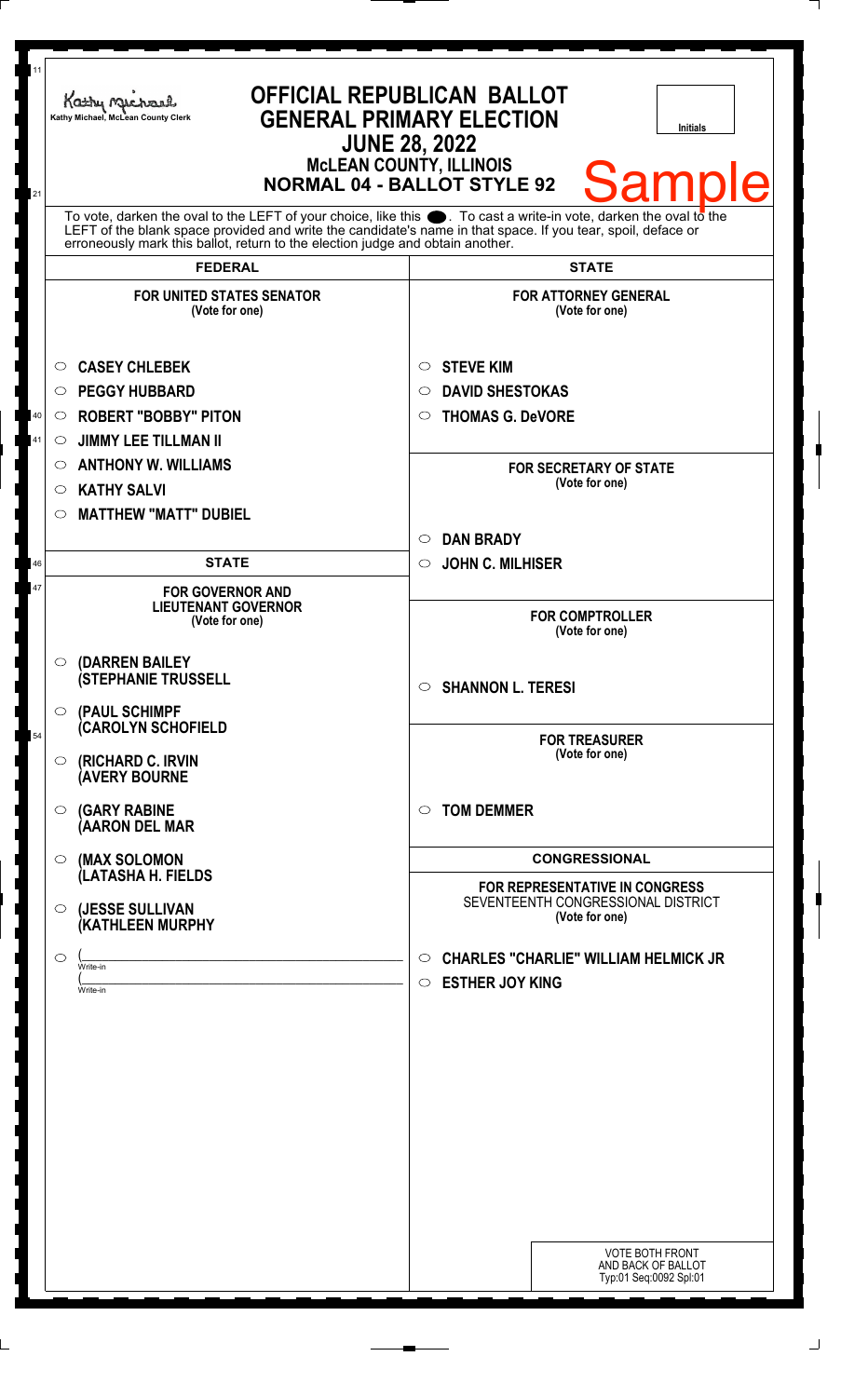Kathy Michael, McLean County Clerk

# OFFICIAL REPUBLICAN BALLOT
## GENERAL PRIMARY ELECTION
## JUNE 28, 2022
### McLEAN COUNTY, ILLINOIS
### NORMAL 04 - BALLOT STYLE 92

Initials

Sample

To vote, darken the oval to the LEFT of your choice, like this ⬤. To cast a write-in vote, darken the oval to the LEFT of the blank space provided and write the candidate's name in that space. If you tear, spoil, deface or erroneously mark this ballot, return to the election judge and obtain another.

## FEDERAL

**FOR UNITED STATES SENATOR**
(Vote for one)

- ○ CASEY CHLEBEK
- ○ PEGGY HUBBARD
- ○ ROBERT "BOBBY" PITON
- ○ JIMMY LEE TILLMAN II
- ○ ANTHONY W. WILLIAMS
- ○ KATHY SALVI
- ○ MATTHEW "MATT" DUBIEL

## STATE

**FOR GOVERNOR AND LIEUTENANT GOVERNOR**
(Vote for one)

- ○ (DARREN BAILEY (STEPHANIE TRUSSELL
- ○ (PAUL SCHIMPF (CAROLYN SCHOFIELD
- ○ (RICHARD C. IRVIN (AVERY BOURNE
- ○ (GARY RABINE (AARON DEL MAR
- ○ (MAX SOLOMON (LATASHA H. FIELDS
- ○ (JESSE SULLIVAN (KATHLEEN MURPHY
- ○ (____________ Write-in (____________ Write-in

## STATE

**FOR ATTORNEY GENERAL**
(Vote for one)

- ○ STEVE KIM
- ○ DAVID SHESTOKAS
- ○ THOMAS G. DeVORE

**FOR SECRETARY OF STATE**
(Vote for one)

- ○ DAN BRADY
- ○ JOHN C. MILHISER

**FOR COMPTROLLER**
(Vote for one)

- ○ SHANNON L. TERESI

**FOR TREASURER**
(Vote for one)

- ○ TOM DEMMER

## CONGRESSIONAL

**FOR REPRESENTATIVE IN CONGRESS**
SEVENTEENTH CONGRESSIONAL DISTRICT
(Vote for one)

- ○ CHARLES "CHARLIE" WILLIAM HELMICK JR
- ○ ESTHER JOY KING

VOTE BOTH FRONT AND BACK OF BALLOT
Typ:01 Seq:0092 Spl:01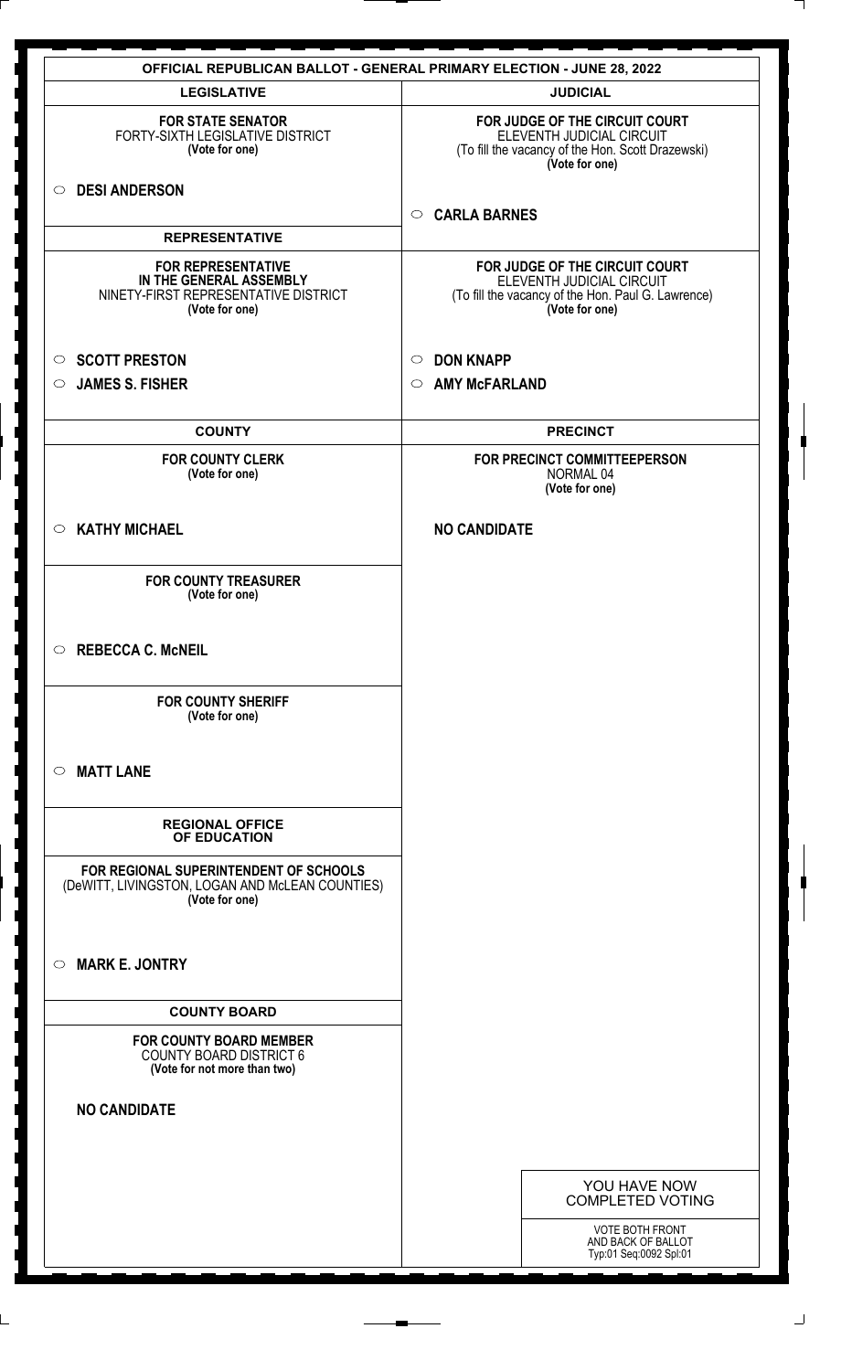# OFFICIAL REPUBLICAN BALLOT - GENERAL PRIMARY ELECTION - JUNE 28, 2022

## LEGISLATIVE

**FOR STATE SENATOR**
FORTY-SIXTH LEGISLATIVE DISTRICT
**(Vote for one)**

○ **DESI ANDERSON**

## REPRESENTATIVE

**FOR REPRESENTATIVE IN THE GENERAL ASSEMBLY**
NINETY-FIRST REPRESENTATIVE DISTRICT
**(Vote for one)**

○ **SCOTT PRESTON**
○ **JAMES S. FISHER**

## COUNTY

**FOR COUNTY CLERK**
**(Vote for one)**

○ **KATHY MICHAEL**

**FOR COUNTY TREASURER**
**(Vote for one)**

○ **REBECCA C. McNEIL**

**FOR COUNTY SHERIFF**
**(Vote for one)**

○ **MATT LANE**

## REGIONAL OFFICE OF EDUCATION

**FOR REGIONAL SUPERINTENDENT OF SCHOOLS**
(DeWITT, LIVINGSTON, LOGAN AND McLEAN COUNTIES)
**(Vote for one)**

○ **MARK E. JONTRY**

## COUNTY BOARD

**FOR COUNTY BOARD MEMBER**
COUNTY BOARD DISTRICT 6
**(Vote for not more than two)**

**NO CANDIDATE**

## JUDICIAL

**FOR JUDGE OF THE CIRCUIT COURT**
ELEVENTH JUDICIAL CIRCUIT
(To fill the vacancy of the Hon. Scott Drazewski)
**(Vote for one)**

○ **CARLA BARNES**

**FOR JUDGE OF THE CIRCUIT COURT**
ELEVENTH JUDICIAL CIRCUIT
(To fill the vacancy of the Hon. Paul G. Lawrence)
**(Vote for one)**

○ **DON KNAPP**
○ **AMY McFARLAND**

## PRECINCT

**FOR PRECINCT COMMITTEEPERSON**
NORMAL 04
**(Vote for one)**

**NO CANDIDATE**

YOU HAVE NOW COMPLETED VOTING

VOTE BOTH FRONT AND BACK OF BALLOT
Typ:01 Seq:0092 Spl:01